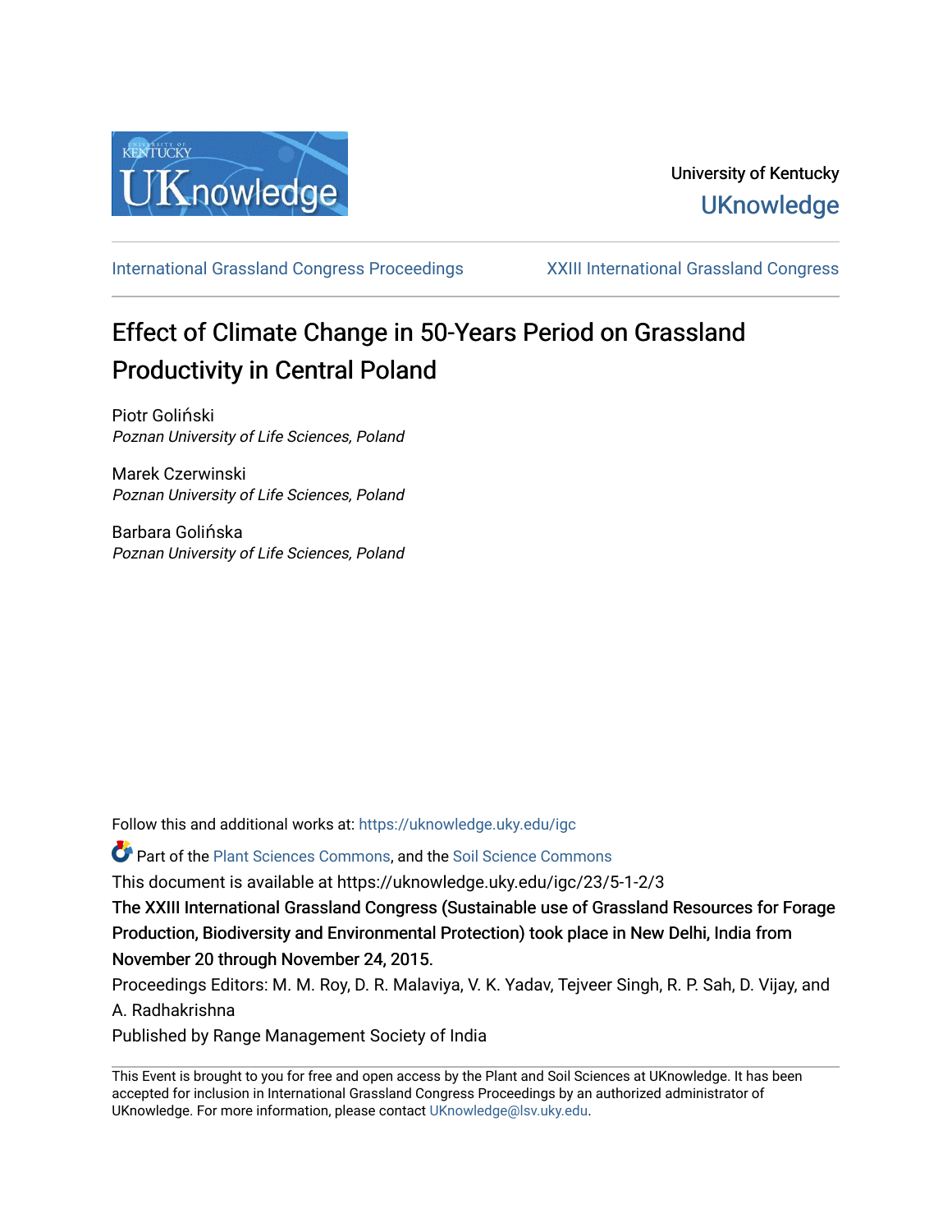University of Kentucky

UKnowledge

International Grassland Congress Proceedings | XXIII International Grassland Congress

# Effect of Climate Change in 50-Years Period on Grassland Productivity in Central Poland

Piotr Goliński
*Poznan University of Life Sciences, Poland*

Marek Czerwinski
*Poznan University of Life Sciences, Poland*

Barbara Golińska
*Poznan University of Life Sciences, Poland*

Follow this and additional works at: https://uknowledge.uky.edu/igc

Part of the Plant Sciences Commons, and the Soil Science Commons

This document is available at https://uknowledge.uky.edu/igc/23/5-1-2/3

The XXIII International Grassland Congress (Sustainable use of Grassland Resources for Forage Production, Biodiversity and Environmental Protection) took place in New Delhi, India from November 20 through November 24, 2015.

Proceedings Editors: M. M. Roy, D. R. Malaviya, V. K. Yadav, Tejveer Singh, R. P. Sah, D. Vijay, and A. Radhakrishna

Published by Range Management Society of India

This Event is brought to you for free and open access by the Plant and Soil Sciences at UKnowledge. It has been accepted for inclusion in International Grassland Congress Proceedings by an authorized administrator of UKnowledge. For more information, please contact UKnowledge@lsv.uky.edu.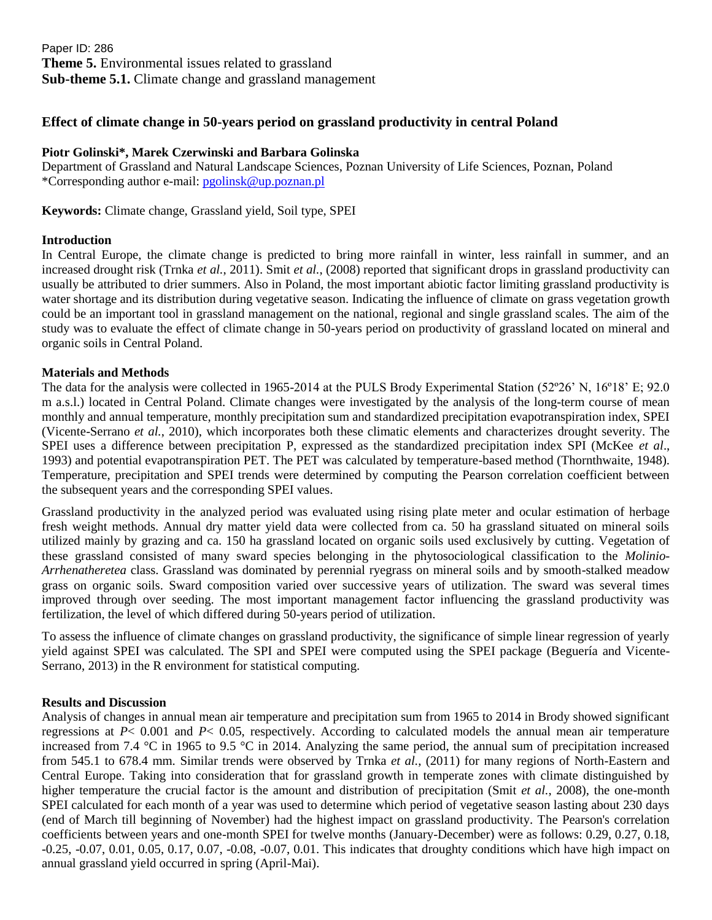Paper ID: 286

**Theme 5.** Environmental issues related to grassland

**Sub-theme 5.1.** Climate change and grassland management

# Effect of climate change in 50-years period on grassland productivity in central Poland

**Piotr Golinski\*, Marek Czerwinski and Barbara Golinska**

Department of Grassland and Natural Landscape Sciences, Poznan University of Life Sciences, Poznan, Poland

\*Corresponding author e-mail: pgolinsk@up.poznan.pl

**Keywords:** Climate change, Grassland yield, Soil type, SPEI

## Introduction

In Central Europe, the climate change is predicted to bring more rainfall in winter, less rainfall in summer, and an increased drought risk (Trnka *et al.*, 2011). Smit *et al.*, (2008) reported that significant drops in grassland productivity can usually be attributed to drier summers. Also in Poland, the most important abiotic factor limiting grassland productivity is water shortage and its distribution during vegetative season. Indicating the influence of climate on grass vegetation growth could be an important tool in grassland management on the national, regional and single grassland scales. The aim of the study was to evaluate the effect of climate change in 50-years period on productivity of grassland located on mineral and organic soils in Central Poland.

## Materials and Methods

The data for the analysis were collected in 1965-2014 at the PULS Brody Experimental Station (52º26' N, 16º18' E; 92.0 m a.s.l.) located in Central Poland. Climate changes were investigated by the analysis of the long-term course of mean monthly and annual temperature, monthly precipitation sum and standardized precipitation evapotranspiration index, SPEI (Vicente-Serrano *et al.*, 2010), which incorporates both these climatic elements and characterizes drought severity. The SPEI uses a difference between precipitation P, expressed as the standardized precipitation index SPI (McKee *et al*., 1993) and potential evapotranspiration PET. The PET was calculated by temperature-based method (Thornthwaite, 1948). Temperature, precipitation and SPEI trends were determined by computing the Pearson correlation coefficient between the subsequent years and the corresponding SPEI values.

Grassland productivity in the analyzed period was evaluated using rising plate meter and ocular estimation of herbage fresh weight methods. Annual dry matter yield data were collected from ca. 50 ha grassland situated on mineral soils utilized mainly by grazing and ca. 150 ha grassland located on organic soils used exclusively by cutting. Vegetation of these grassland consisted of many sward species belonging in the phytosociological classification to the *Molinio-Arrhenatheretea* class. Grassland was dominated by perennial ryegrass on mineral soils and by smooth-stalked meadow grass on organic soils. Sward composition varied over successive years of utilization. The sward was several times improved through over seeding. The most important management factor influencing the grassland productivity was fertilization, the level of which differed during 50-years period of utilization.

To assess the influence of climate changes on grassland productivity, the significance of simple linear regression of yearly yield against SPEI was calculated. The SPI and SPEI were computed using the SPEI package (Beguería and Vicente-Serrano, 2013) in the R environment for statistical computing.

## Results and Discussion

Analysis of changes in annual mean air temperature and precipitation sum from 1965 to 2014 in Brody showed significant regressions at $P < 0.001$ and $P < 0.05$, respectively. According to calculated models the annual mean air temperature increased from 7.4 °C in 1965 to 9.5 °C in 2014. Analyzing the same period, the annual sum of precipitation increased from 545.1 to 678.4 mm. Similar trends were observed by Trnka *et al.*, (2011) for many regions of North-Eastern and Central Europe. Taking into consideration that for grassland growth in temperate zones with climate distinguished by higher temperature the crucial factor is the amount and distribution of precipitation (Smit *et al.*, 2008), the one-month SPEI calculated for each month of a year was used to determine which period of vegetative season lasting about 230 days (end of March till beginning of November) had the highest impact on grassland productivity. The Pearson's correlation coefficients between years and one-month SPEI for twelve months (January-December) were as follows: 0.29, 0.27, 0.18, -0.25, -0.07, 0.01, 0.05, 0.17, 0.07, -0.08, -0.07, 0.01. This indicates that droughty conditions which have high impact on annual grassland yield occurred in spring (April-Mai).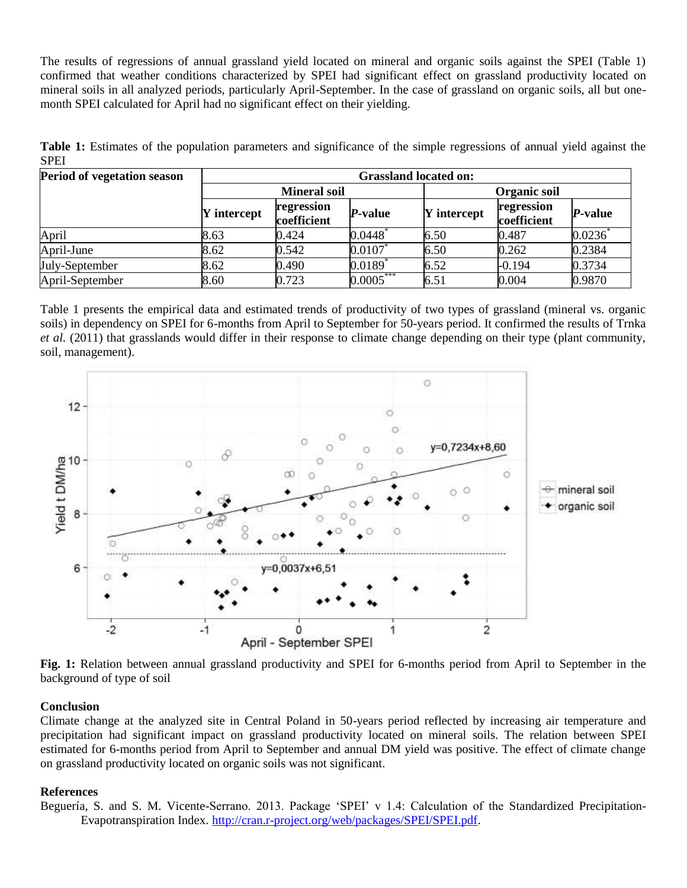The results of regressions of annual grassland yield located on mineral and organic soils against the SPEI (Table 1) confirmed that weather conditions characterized by SPEI had significant effect on grassland productivity located on mineral soils in all analyzed periods, particularly April-September. In the case of grassland on organic soils, all but one-month SPEI calculated for April had no significant effect on their yielding.

**Table 1:** Estimates of the population parameters and significance of the simple regressions of annual yield against the SPEI

| Period of vegetation season | Grassland located on: | | | | | |
|---|---|---|---|---|---|---|
| | Mineral soil | | | Organic soil | | |
| | Y intercept | regression coefficient | *P*-value | Y intercept | regression coefficient | *P*-value |
| April | 8.63 | 0.424 | 0.0448* | 6.50 | 0.487 | 0.0236* |
| April-June | 8.62 | 0.542 | 0.0107* | 6.50 | 0.262 | 0.2384 |
| July-September | 8.62 | 0.490 | 0.0189* | 6.52 | -0.194 | 0.3734 |
| April-September | 8.60 | 0.723 | 0.0005*** | 6.51 | 0.004 | 0.9870 |

Table 1 presents the empirical data and estimated trends of productivity of two types of grassland (mineral vs. organic soils) in dependency on SPEI for 6-months from April to September for 50-years period. It confirmed the results of Trnka *et al.* (2011) that grasslands would differ in their response to climate change depending on their type (plant community, soil, management).

**Fig. 1:** Relation between annual grassland productivity and SPEI for 6-months period from April to September in the background of type of soil

## Conclusion

Climate change at the analyzed site in Central Poland in 50-years period reflected by increasing air temperature and precipitation had significant impact on grassland productivity located on mineral soils. The relation between SPEI estimated for 6-months period from April to September and annual DM yield was positive. The effect of climate change on grassland productivity located on organic soils was not significant.

## References

Beguería, S. and S. M. Vicente-Serrano. 2013. Package 'SPEI' v 1.4: Calculation of the Standardized Precipitation-Evapotranspiration Index. http://cran.r-project.org/web/packages/SPEI/SPEI.pdf.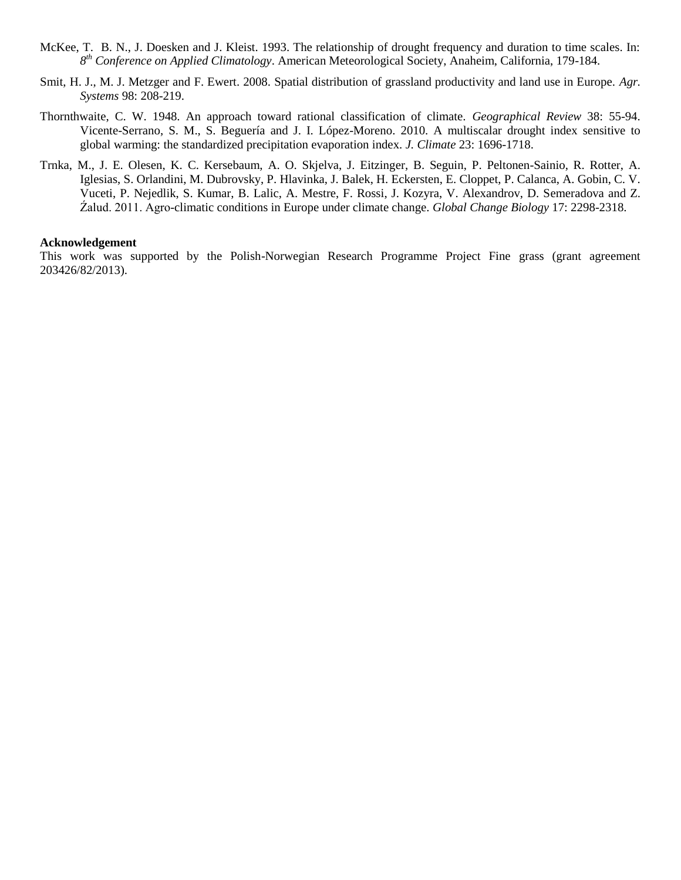McKee, T. B. N., J. Doesken and J. Kleist. 1993. The relationship of drought frequency and duration to time scales. In: *8th Conference on Applied Climatology*. American Meteorological Society, Anaheim, California, 179-184.

Smit, H. J., M. J. Metzger and F. Ewert. 2008. Spatial distribution of grassland productivity and land use in Europe. *Agr. Systems* 98: 208-219.

Thornthwaite, C. W. 1948. An approach toward rational classification of climate. *Geographical Review* 38: 55-94. Vicente-Serrano, S. M., S. Beguería and J. I. López-Moreno. 2010. A multiscalar drought index sensitive to global warming: the standardized precipitation evaporation index. *J. Climate* 23: 1696-1718.

Trnka, M., J. E. Olesen, K. C. Kersebaum, A. O. Skjelva, J. Eitzinger, B. Seguin, P. Peltonen-Sainio, R. Rotter, A. Iglesias, S. Orlandini, M. Dubrovsky, P. Hlavinka, J. Balek, H. Eckersten, E. Cloppet, P. Calanca, A. Gobin, C. V. Vuceti, P. Nejedlik, S. Kumar, B. Lalic, A. Mestre, F. Rossi, J. Kozyra, V. Alexandrov, D. Semeradova and Z. Źalud. 2011. Agro-climatic conditions in Europe under climate change. *Global Change Biology* 17: 2298-2318.

**Acknowledgement**

This work was supported by the Polish-Norwegian Research Programme Project Fine grass (grant agreement 203426/82/2013).